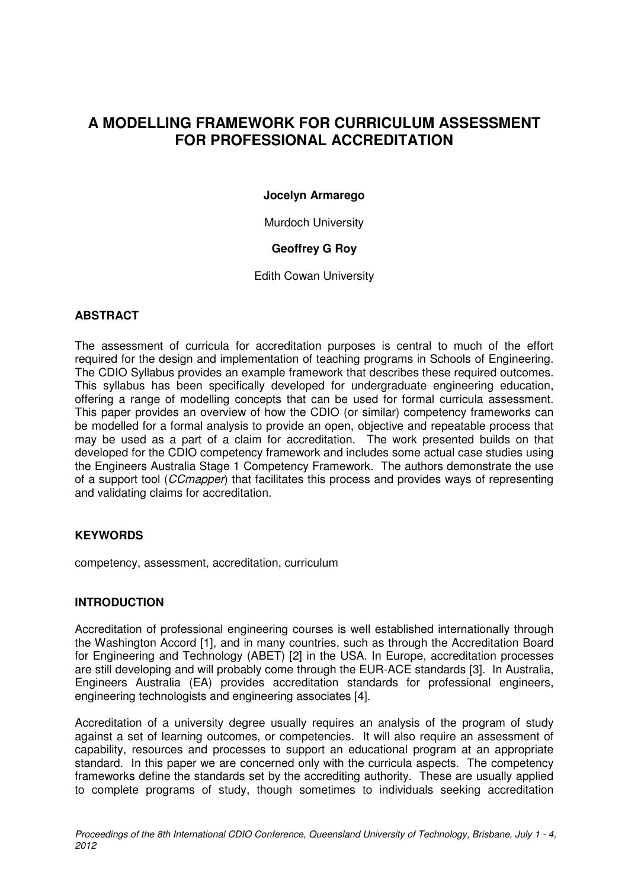# A MODELLING FRAMEWORK FOR CURRICULUM ASSESSMENT FOR PROFESSIONAL ACCREDITATION

**Jocelyn Armarego**

Murdoch University

**Geoffrey G Roy**

Edith Cowan University

## ABSTRACT

The assessment of curricula for accreditation purposes is central to much of the effort required for the design and implementation of teaching programs in Schools of Engineering. The CDIO Syllabus provides an example framework that describes these required outcomes. This syllabus has been specifically developed for undergraduate engineering education, offering a range of modelling concepts that can be used for formal curricula assessment. This paper provides an overview of how the CDIO (or similar) competency frameworks can be modelled for a formal analysis to provide an open, objective and repeatable process that may be used as a part of a claim for accreditation. The work presented builds on that developed for the CDIO competency framework and includes some actual case studies using the Engineers Australia Stage 1 Competency Framework. The authors demonstrate the use of a support tool (*CCmapper*) that facilitates this process and provides ways of representing and validating claims for accreditation.

## KEYWORDS

competency, assessment, accreditation, curriculum

## INTRODUCTION

Accreditation of professional engineering courses is well established internationally through the Washington Accord [1], and in many countries, such as through the Accreditation Board for Engineering and Technology (ABET) [2] in the USA. In Europe, accreditation processes are still developing and will probably come through the EUR-ACE standards [3]. In Australia, Engineers Australia (EA) provides accreditation standards for professional engineers, engineering technologists and engineering associates [4].

Accreditation of a university degree usually requires an analysis of the program of study against a set of learning outcomes, or competencies. It will also require an assessment of capability, resources and processes to support an educational program at an appropriate standard. In this paper we are concerned only with the curricula aspects. The competency frameworks define the standards set by the accrediting authority. These are usually applied to complete programs of study, though sometimes to individuals seeking accreditation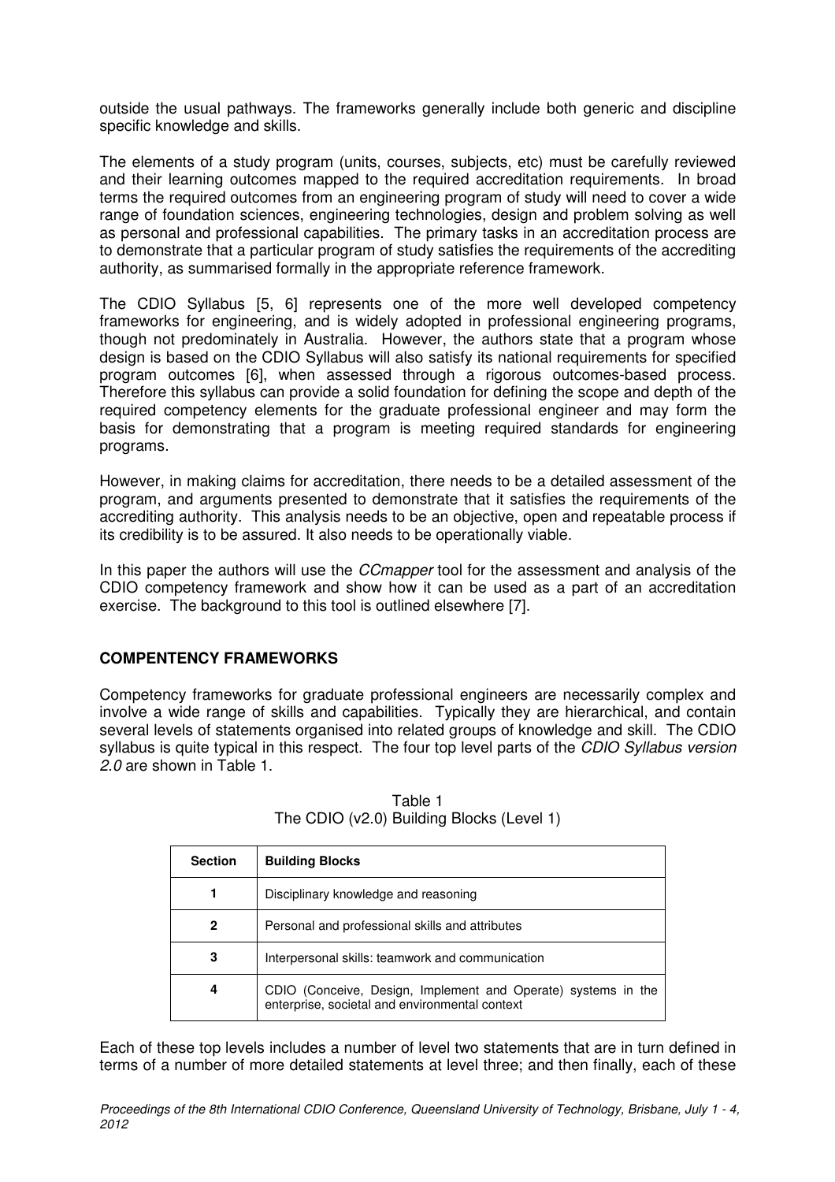outside the usual pathways. The frameworks generally include both generic and discipline specific knowledge and skills.

The elements of a study program (units, courses, subjects, etc) must be carefully reviewed and their learning outcomes mapped to the required accreditation requirements. In broad terms the required outcomes from an engineering program of study will need to cover a wide range of foundation sciences, engineering technologies, design and problem solving as well as personal and professional capabilities. The primary tasks in an accreditation process are to demonstrate that a particular program of study satisfies the requirements of the accrediting authority, as summarised formally in the appropriate reference framework.

The CDIO Syllabus [5, 6] represents one of the more well developed competency frameworks for engineering, and is widely adopted in professional engineering programs, though not predominately in Australia. However, the authors state that a program whose design is based on the CDIO Syllabus will also satisfy its national requirements for specified program outcomes [6], when assessed through a rigorous outcomes-based process. Therefore this syllabus can provide a solid foundation for defining the scope and depth of the required competency elements for the graduate professional engineer and may form the basis for demonstrating that a program is meeting required standards for engineering programs.

However, in making claims for accreditation, there needs to be a detailed assessment of the program, and arguments presented to demonstrate that it satisfies the requirements of the accrediting authority. This analysis needs to be an objective, open and repeatable process if its credibility is to be assured. It also needs to be operationally viable.

In this paper the authors will use the *CCmapper* tool for the assessment and analysis of the CDIO competency framework and show how it can be used as a part of an accreditation exercise. The background to this tool is outlined elsewhere [7].

## COMPENTENCY FRAMEWORKS

Competency frameworks for graduate professional engineers are necessarily complex and involve a wide range of skills and capabilities. Typically they are hierarchical, and contain several levels of statements organised into related groups of knowledge and skill. The CDIO syllabus is quite typical in this respect. The four top level parts of the *CDIO Syllabus version 2.0* are shown in Table 1.

Table 1
The CDIO (v2.0) Building Blocks (Level 1)

| Section | Building Blocks |
|---|---|
| 1 | Disciplinary knowledge and reasoning |
| 2 | Personal and professional skills and attributes |
| 3 | Interpersonal skills: teamwork and communication |
| 4 | CDIO (Conceive, Design, Implement and Operate) systems in the enterprise, societal and environmental context |

Each of these top levels includes a number of level two statements that are in turn defined in terms of a number of more detailed statements at level three; and then finally, each of these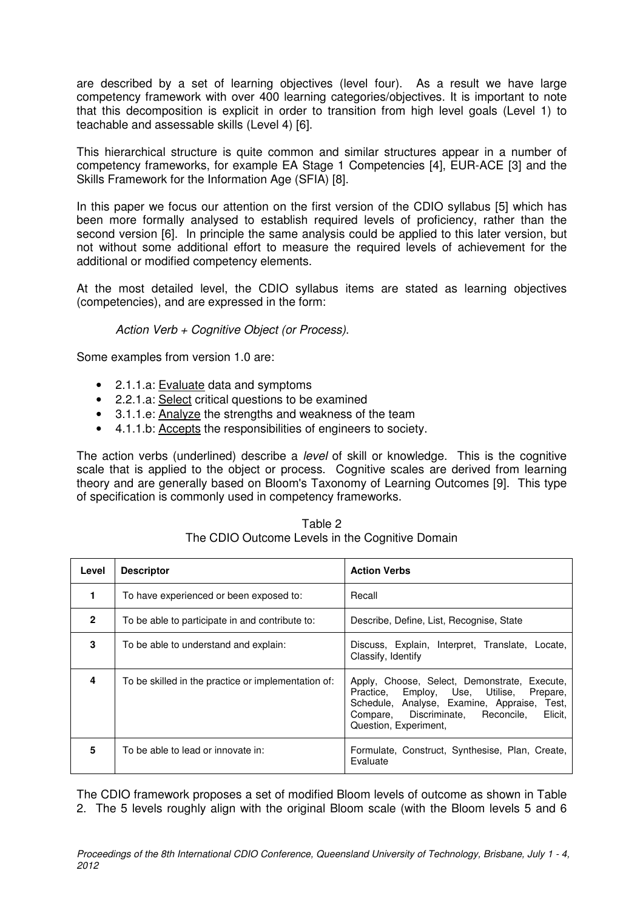are described by a set of learning objectives (level four). As a result we have large competency framework with over 400 learning categories/objectives. It is important to note that this decomposition is explicit in order to transition from high level goals (Level 1) to teachable and assessable skills (Level 4) [6].

This hierarchical structure is quite common and similar structures appear in a number of competency frameworks, for example EA Stage 1 Competencies [4], EUR-ACE [3] and the Skills Framework for the Information Age (SFIA) [8].

In this paper we focus our attention on the first version of the CDIO syllabus [5] which has been more formally analysed to establish required levels of proficiency, rather than the second version [6]. In principle the same analysis could be applied to this later version, but not without some additional effort to measure the required levels of achievement for the additional or modified competency elements.

At the most detailed level, the CDIO syllabus items are stated as learning objectives (competencies), and are expressed in the form:

*Action Verb + Cognitive Object (or Process)*.

Some examples from version 1.0 are:

- 2.1.1.a: Evaluate data and symptoms
- 2.2.1.a: Select critical questions to be examined
- 3.1.1.e: Analyze the strengths and weakness of the team
- 4.1.1.b: Accepts the responsibilities of engineers to society.

The action verbs (underlined) describe a *level* of skill or knowledge. This is the cognitive scale that is applied to the object or process. Cognitive scales are derived from learning theory and are generally based on Bloom's Taxonomy of Learning Outcomes [9]. This type of specification is commonly used in competency frameworks.

Table 2
The CDIO Outcome Levels in the Cognitive Domain

| Level | Descriptor | Action Verbs |
|---|---|---|
| 1 | To have experienced or been exposed to: | Recall |
| 2 | To be able to participate in and contribute to: | Describe, Define, List, Recognise, State |
| 3 | To be able to understand and explain: | Discuss, Explain, Interpret, Translate, Locate, Classify, Identify |
| 4 | To be skilled in the practice or implementation of: | Apply, Choose, Select, Demonstrate, Execute, Practice, Employ, Use, Utilise, Prepare, Schedule, Analyse, Examine, Appraise, Test, Compare, Discriminate, Reconcile, Elicit, Question, Experiment, |
| 5 | To be able to lead or innovate in: | Formulate, Construct, Synthesise, Plan, Create, Evaluate |

The CDIO framework proposes a set of modified Bloom levels of outcome as shown in Table 2. The 5 levels roughly align with the original Bloom scale (with the Bloom levels 5 and 6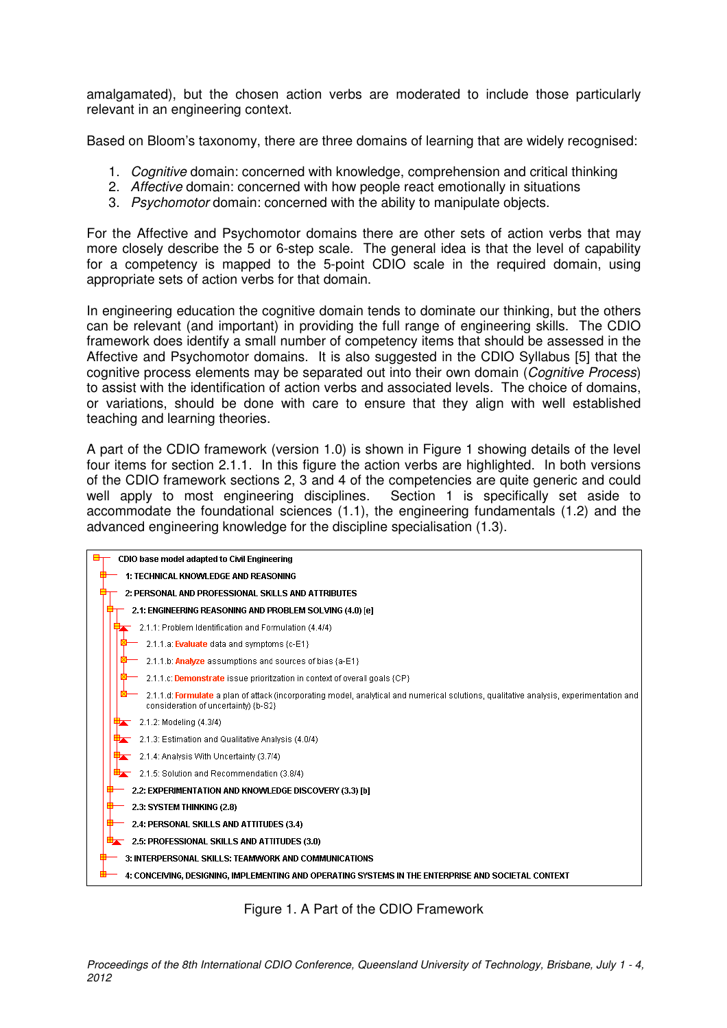amalgamated), but the chosen action verbs are moderated to include those particularly relevant in an engineering context.

Based on Bloom's taxonomy, there are three domains of learning that are widely recognised:

1. *Cognitive* domain: concerned with knowledge, comprehension and critical thinking
2. *Affective* domain: concerned with how people react emotionally in situations
3. *Psychomotor* domain: concerned with the ability to manipulate objects.

For the Affective and Psychomotor domains there are other sets of action verbs that may more closely describe the 5 or 6-step scale. The general idea is that the level of capability for a competency is mapped to the 5-point CDIO scale in the required domain, using appropriate sets of action verbs for that domain.

In engineering education the cognitive domain tends to dominate our thinking, but the others can be relevant (and important) in providing the full range of engineering skills. The CDIO framework does identify a small number of competency items that should be assessed in the Affective and Psychomotor domains. It is also suggested in the CDIO Syllabus [5] that the cognitive process elements may be separated out into their own domain (*Cognitive Process*) to assist with the identification of action verbs and associated levels. The choice of domains, or variations, should be done with care to ensure that they align with well established teaching and learning theories.

A part of the CDIO framework (version 1.0) is shown in Figure 1 showing details of the level four items for section 2.1.1. In this figure the action verbs are highlighted. In both versions of the CDIO framework sections 2, 3 and 4 of the competencies are quite generic and could well apply to most engineering disciplines. Section 1 is specifically set aside to accommodate the foundational sciences (1.1), the engineering fundamentals (1.2) and the advanced engineering knowledge for the discipline specialisation (1.3).

- **CDIO base model adapted to Civil Engineering**
  - **1: TECHNICAL KNOWLEDGE AND REASONING**
  - **2: PERSONAL AND PROFESSIONAL SKILLS AND ATTRIBUTES**
    - **2.1: ENGINEERING REASONING AND PROBLEM SOLVING (4.0) [e]**
      - 2.1.1: Problem Identification and Formulation (4.4/4)
        - 2.1.1.a: **Evaluate** data and symptoms {c-E1}
        - 2.1.1.b: **Analyze** assumptions and sources of bias {a-E1}
        - 2.1.1.c: **Demonstrate** issue prioritization in context of overall goals {CP}
        - 2.1.1.d: **Formulate** a plan of attack (incorporating model, analytical and numerical solutions, qualitative analysis, experimentation and consideration of uncertainty) {b-S2}
      - 2.1.2: Modeling (4.3/4)
      - 2.1.3: Estimation and Qualitative Analysis (4.0/4)
      - 2.1.4: Analysis With Uncertainty (3.7/4)
      - 2.1.5: Solution and Recommendation (3.8/4)
    - **2.2: EXPERIMENTATION AND KNOWLEDGE DISCOVERY (3.3) [b]**
    - **2.3: SYSTEM THINKING (2.8)**
    - **2.4: PERSONAL SKILLS AND ATTITUDES (3.4)**
    - **2.5: PROFESSIONAL SKILLS AND ATTITUDES (3.0)**
  - **3: INTERPERSONAL SKILLS: TEAMWORK AND COMMUNICATIONS**
  - **4: CONCEIVING, DESIGNING, IMPLEMENTING AND OPERATING SYSTEMS IN THE ENTERPRISE AND SOCIETAL CONTEXT**

Figure 1. A Part of the CDIO Framework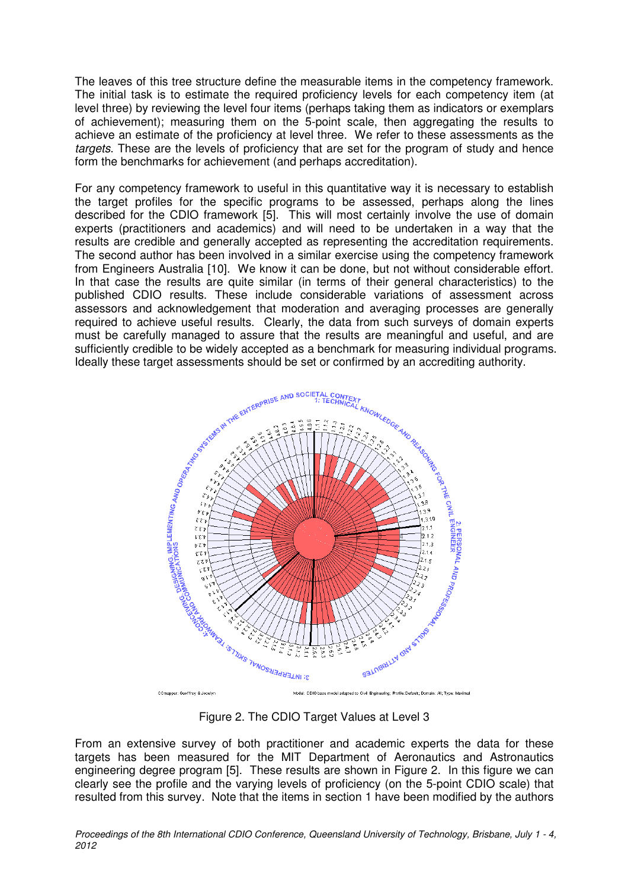The leaves of this tree structure define the measurable items in the competency framework. The initial task is to estimate the required proficiency levels for each competency item (at level three) by reviewing the level four items (perhaps taking them as indicators or exemplars of achievement); measuring them on the 5-point scale, then aggregating the results to achieve an estimate of the proficiency at level three. We refer to these assessments as the *targets*. These are the levels of proficiency that are set for the program of study and hence form the benchmarks for achievement (and perhaps accreditation).

For any competency framework to useful in this quantitative way it is necessary to establish the target profiles for the specific programs to be assessed, perhaps along the lines described for the CDIO framework [5]. This will most certainly involve the use of domain experts (practitioners and academics) and will need to be undertaken in a way that the results are credible and generally accepted as representing the accreditation requirements. The second author has been involved in a similar exercise using the competency framework from Engineers Australia [10]. We know it can be done, but not without considerable effort. In that case the results are quite similar (in terms of their general characteristics) to the published CDIO results. These include considerable variations of assessment across assessors and acknowledgement that moderation and averaging processes are generally required to achieve useful results. Clearly, the data from such surveys of domain experts must be carefully managed to assure that the results are meaningful and useful, and are sufficiently credible to be widely accepted as a benchmark for measuring individual programs. Ideally these target assessments should be set or confirmed by an accrediting authority.

1: TECHNICAL KNOWLEDGE AND REASONING FOR THE CIVIL ENGINEER

2: PERSONAL AND PROFESSIONAL SKILLS AND ATTRIBUTES

3: INTERPERSONAL SKILLS: TEAMWORK AND COMMUNICATIONS

4: CONCEIVING, DESIGNING, IMPLEMENTING AND OPERATING SYSTEMS IN THE ENTERPRISE AND SOCIETAL CONTEXT

CCmapper: Geoffrey & Jocelyn

Model: CDIO base model adapted to Civil Engineering; Profile:Default; Domain: All; Type: Maximal

Figure 2. The CDIO Target Values at Level 3

From an extensive survey of both practitioner and academic experts the data for these targets has been measured for the MIT Department of Aeronautics and Astronautics engineering degree program [5]. These results are shown in Figure 2. In this figure we can clearly see the profile and the varying levels of proficiency (on the 5-point CDIO scale) that resulted from this survey. Note that the items in section 1 have been modified by the authors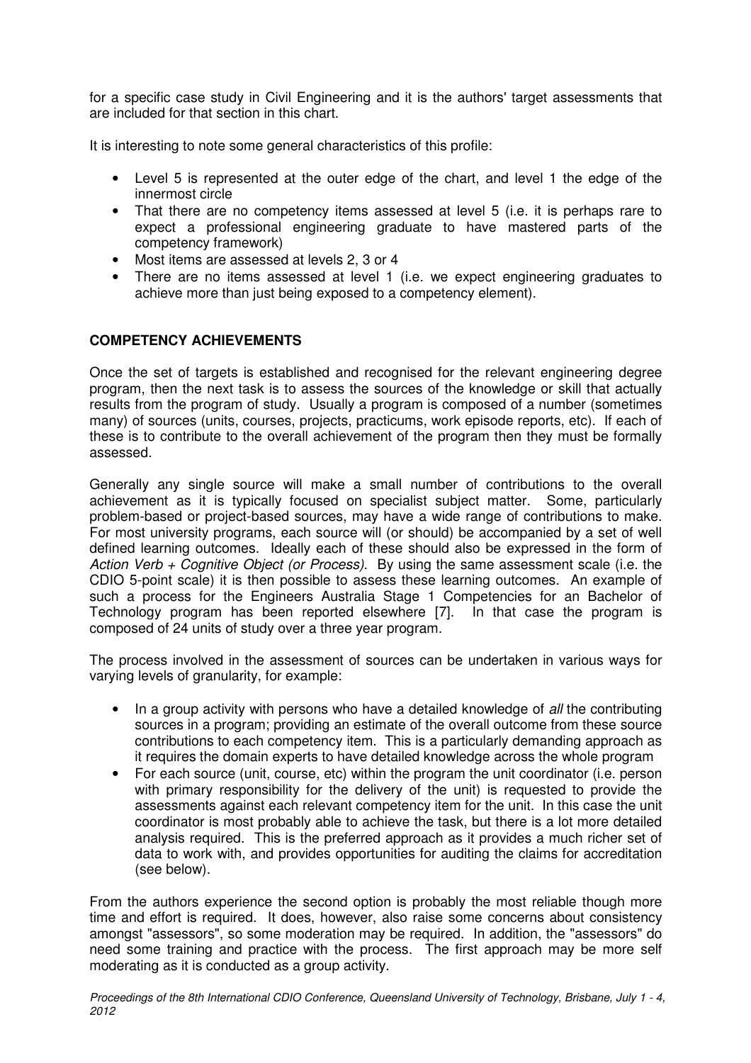for a specific case study in Civil Engineering and it is the authors' target assessments that are included for that section in this chart.

It is interesting to note some general characteristics of this profile:

- Level 5 is represented at the outer edge of the chart, and level 1 the edge of the innermost circle
- That there are no competency items assessed at level 5 (i.e. it is perhaps rare to expect a professional engineering graduate to have mastered parts of the competency framework)
- Most items are assessed at levels 2, 3 or 4
- There are no items assessed at level 1 (i.e. we expect engineering graduates to achieve more than just being exposed to a competency element).

## COMPETENCY ACHIEVEMENTS

Once the set of targets is established and recognised for the relevant engineering degree program, then the next task is to assess the sources of the knowledge or skill that actually results from the program of study. Usually a program is composed of a number (sometimes many) of sources (units, courses, projects, practicums, work episode reports, etc). If each of these is to contribute to the overall achievement of the program then they must be formally assessed.

Generally any single source will make a small number of contributions to the overall achievement as it is typically focused on specialist subject matter. Some, particularly problem-based or project-based sources, may have a wide range of contributions to make. For most university programs, each source will (or should) be accompanied by a set of well defined learning outcomes. Ideally each of these should also be expressed in the form of *Action Verb + Cognitive Object (or Process)*. By using the same assessment scale (i.e. the CDIO 5-point scale) it is then possible to assess these learning outcomes. An example of such a process for the Engineers Australia Stage 1 Competencies for an Bachelor of Technology program has been reported elsewhere [7]. In that case the program is composed of 24 units of study over a three year program.

The process involved in the assessment of sources can be undertaken in various ways for varying levels of granularity, for example:

- In a group activity with persons who have a detailed knowledge of *all* the contributing sources in a program; providing an estimate of the overall outcome from these source contributions to each competency item. This is a particularly demanding approach as it requires the domain experts to have detailed knowledge across the whole program
- For each source (unit, course, etc) within the program the unit coordinator (i.e. person with primary responsibility for the delivery of the unit) is requested to provide the assessments against each relevant competency item for the unit. In this case the unit coordinator is most probably able to achieve the task, but there is a lot more detailed analysis required. This is the preferred approach as it provides a much richer set of data to work with, and provides opportunities for auditing the claims for accreditation (see below).

From the authors experience the second option is probably the most reliable though more time and effort is required. It does, however, also raise some concerns about consistency amongst "assessors", so some moderation may be required. In addition, the "assessors" do need some training and practice with the process. The first approach may be more self moderating as it is conducted as a group activity.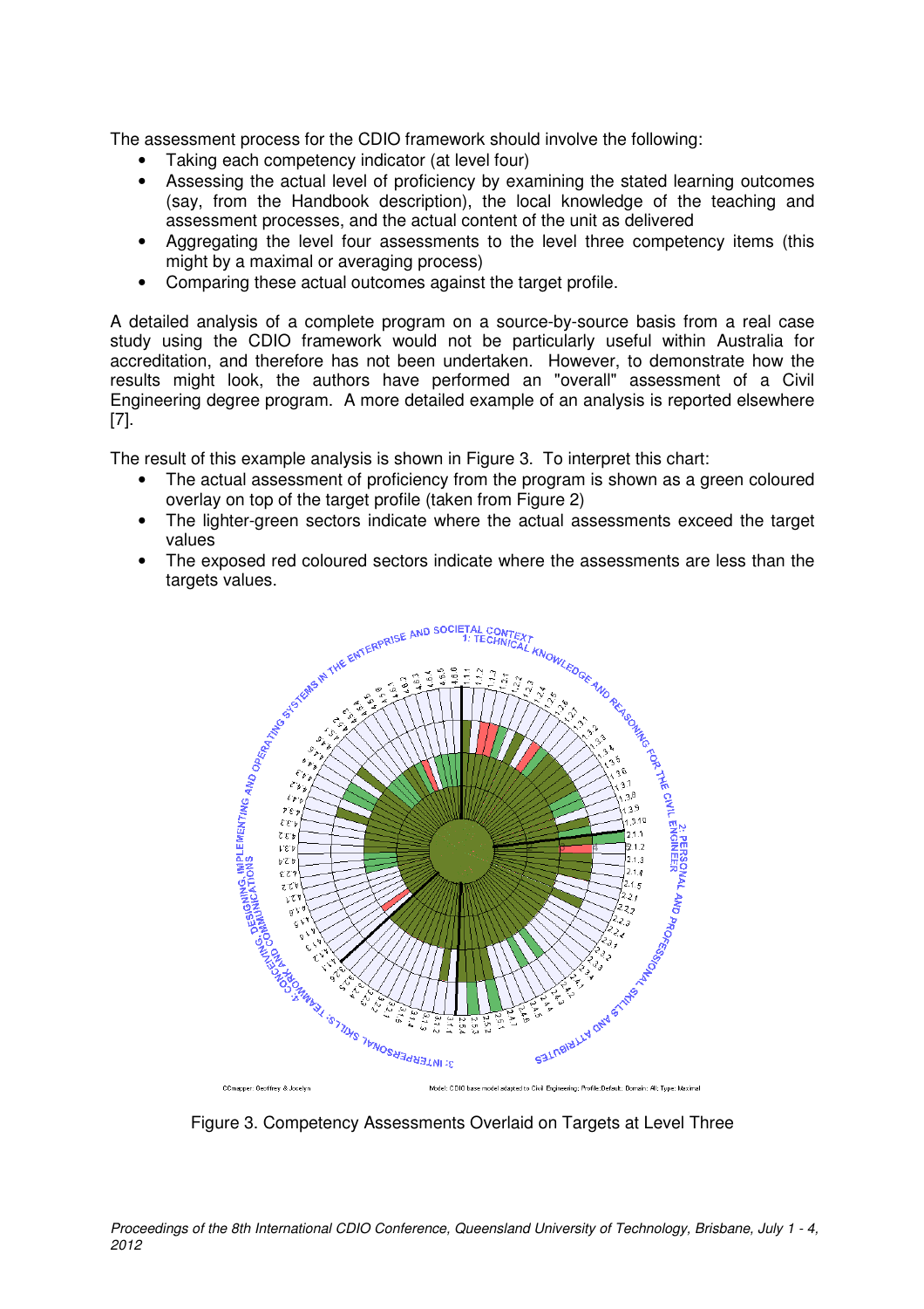The assessment process for the CDIO framework should involve the following:

- Taking each competency indicator (at level four)
- Assessing the actual level of proficiency by examining the stated learning outcomes (say, from the Handbook description), the local knowledge of the teaching and assessment processes, and the actual content of the unit as delivered
- Aggregating the level four assessments to the level three competency items (this might by a maximal or averaging process)
- Comparing these actual outcomes against the target profile.

A detailed analysis of a complete program on a source-by-source basis from a real case study using the CDIO framework would not be particularly useful within Australia for accreditation, and therefore has not been undertaken. However, to demonstrate how the results might look, the authors have performed an "overall" assessment of a Civil Engineering degree program. A more detailed example of an analysis is reported elsewhere [7].

The result of this example analysis is shown in Figure 3. To interpret this chart:

- The actual assessment of proficiency from the program is shown as a green coloured overlay on top of the target profile (taken from Figure 2)
- The lighter-green sectors indicate where the actual assessments exceed the target values
- The exposed red coloured sectors indicate where the assessments are less than the targets values.

1: TECHNICAL KNOWLEDGE AND REASONING FOR THE CIVIL ENGINEER

2: PERSONAL AND PROFESSIONAL SKILLS AND ATTRIBUTES

3: INTERPERSONAL SKILLS: TEAMWORK AND COMMUNICATIONS

4: CONCEIVING, DESIGNING, IMPLEMENTING AND OPERATING SYSTEMS IN THE ENTERPRISE AND SOCIETAL CONTEXT

CCmapper: Geoffrey & Jocelyn

Model: CDIO base model adapted to Civil Engineering; Profile:Default; Domain: All; Type: Maximal

Figure 3. Competency Assessments Overlaid on Targets at Level Three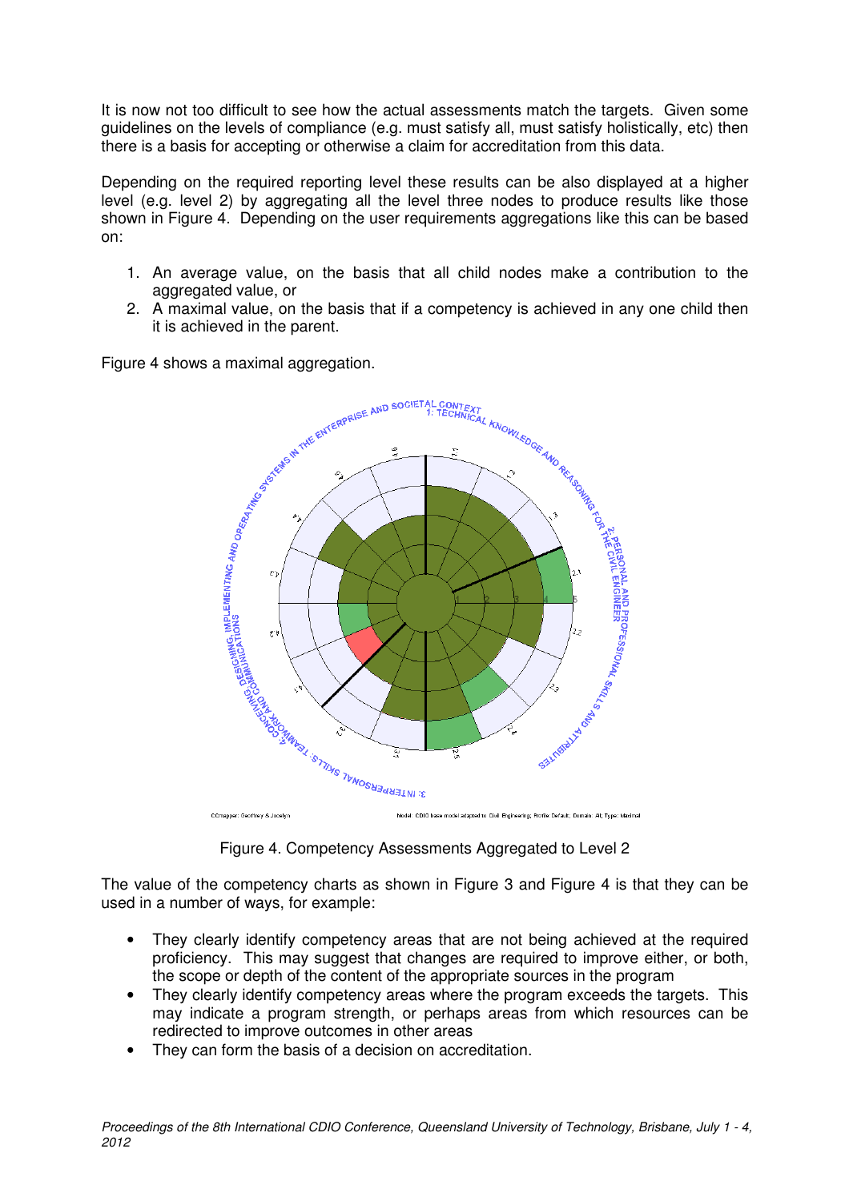It is now not too difficult to see how the actual assessments match the targets. Given some guidelines on the levels of compliance (e.g. must satisfy all, must satisfy holistically, etc) then there is a basis for accepting or otherwise a claim for accreditation from this data.

Depending on the required reporting level these results can be also displayed at a higher level (e.g. level 2) by aggregating all the level three nodes to produce results like those shown in Figure 4. Depending on the user requirements aggregations like this can be based on:

1. An average value, on the basis that all child nodes make a contribution to the aggregated value, or
2. A maximal value, on the basis that if a competency is achieved in any one child then it is achieved in the parent.

Figure 4 shows a maximal aggregation.

1: TECHNICAL KNOWLEDGE AND REASONING FOR THE CIVIL ENGINEER

2: PERSONAL AND PROFESSIONAL SKILLS AND ATTRIBUTES

3: INTERPERSONAL SKILLS: TEAMWORK AND COMMUNICATIONS

4: CONCEIVING, DESIGNING, IMPLEMENTING AND OPERATING SYSTEMS IN THE ENTERPRISE AND SOCIETAL CONTEXT

1.1

1.2

1.3

2.1

2.2

2.3

2.4

2.5

3.1

3.2

4.1

4.2

4.3

4.4

4.5

4.6

1

2

3

4

5

CCmapper: Geoffrey & Jocelyn

Model: CDIO base model adapted to Civil Engineering; Profile: Default; Domain: All; Type: Maximal

Figure 4. Competency Assessments Aggregated to Level 2

The value of the competency charts as shown in Figure 3 and Figure 4 is that they can be used in a number of ways, for example:

- They clearly identify competency areas that are not being achieved at the required proficiency. This may suggest that changes are required to improve either, or both, the scope or depth of the content of the appropriate sources in the program
- They clearly identify competency areas where the program exceeds the targets. This may indicate a program strength, or perhaps areas from which resources can be redirected to improve outcomes in other areas
- They can form the basis of a decision on accreditation.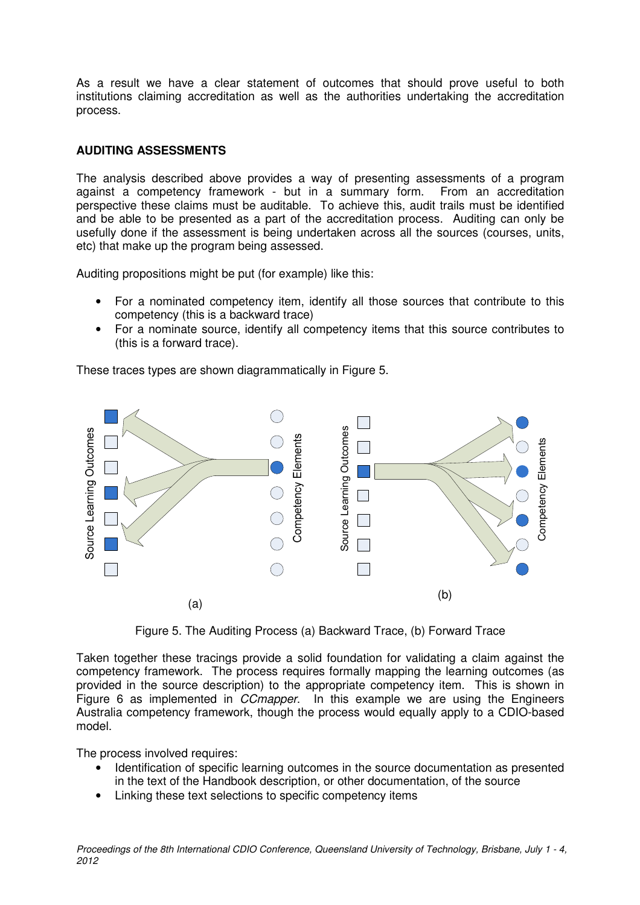As a result we have a clear statement of outcomes that should prove useful to both institutions claiming accreditation as well as the authorities undertaking the accreditation process.

## AUDITING ASSESSMENTS

The analysis described above provides a way of presenting assessments of a program against a competency framework - but in a summary form. From an accreditation perspective these claims must be auditable. To achieve this, audit trails must be identified and be able to be presented as a part of the accreditation process. Auditing can only be usefully done if the assessment is being undertaken across all the sources (courses, units, etc) that make up the program being assessed.

Auditing propositions might be put (for example) like this:

- For a nominated competency item, identify all those sources that contribute to this competency (this is a backward trace)
- For a nominate source, identify all competency items that this source contributes to (this is a forward trace).

These traces types are shown diagrammatically in Figure 5.

Source Learning Outcomes

Competency Elements

(a)

Source Learning Outcomes

Competency Elements

(b)

Figure 5. The Auditing Process (a) Backward Trace, (b) Forward Trace

Taken together these tracings provide a solid foundation for validating a claim against the competency framework. The process requires formally mapping the learning outcomes (as provided in the source description) to the appropriate competency item. This is shown in Figure 6 as implemented in *CCmapper*. In this example we are using the Engineers Australia competency framework, though the process would equally apply to a CDIO-based model.

The process involved requires:

- Identification of specific learning outcomes in the source documentation as presented in the text of the Handbook description, or other documentation, of the source
- Linking these text selections to specific competency items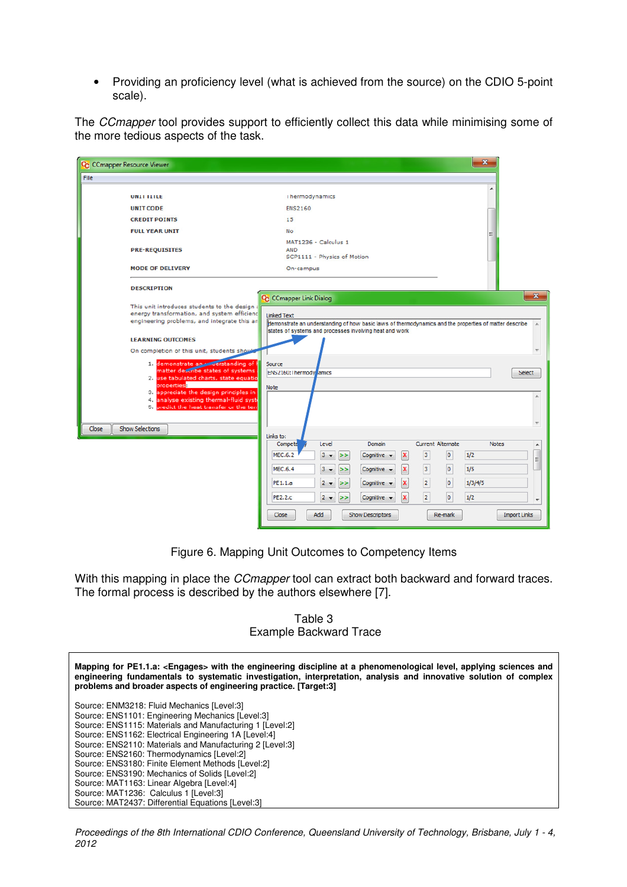- Providing an proficiency level (what is achieved from the source) on the CDIO 5-point scale).

The *CCmapper* tool provides support to efficiently collect this data while minimising some of the more tedious aspects of the task.

Figure 6. Mapping Unit Outcomes to Competency Items

With this mapping in place the *CCmapper* tool can extract both backward and forward traces. The formal process is described by the authors elsewhere [7].

Table 3
Example Backward Trace

| |
|---|
| **Mapping for PE1.1.a: <Engages> with the engineering discipline at a phenomenological level, applying sciences and engineering fundamentals to systematic investigation, interpretation, analysis and innovative solution of complex problems and broader aspects of engineering practice. [Target:3]**<br><br>Source: ENM3218: Fluid Mechanics [Level:3]<br>Source: ENS1101: Engineering Mechanics [Level:3]<br>Source: ENS1115: Materials and Manufacturing 1 [Level:2]<br>Source: ENS1162: Electrical Engineering 1A [Level:4]<br>Source: ENS2110: Materials and Manufacturing 2 [Level:3]<br>Source: ENS2160: Thermodynamics [Level:2]<br>Source: ENS3180: Finite Element Methods [Level:2]<br>Source: ENS3190: Mechanics of Solids [Level:2]<br>Source: MAT1163: Linear Algebra [Level:4]<br>Source: MAT1236: Calculus 1 [Level:3]<br>Source: MAT2437: Differential Equations [Level:3] |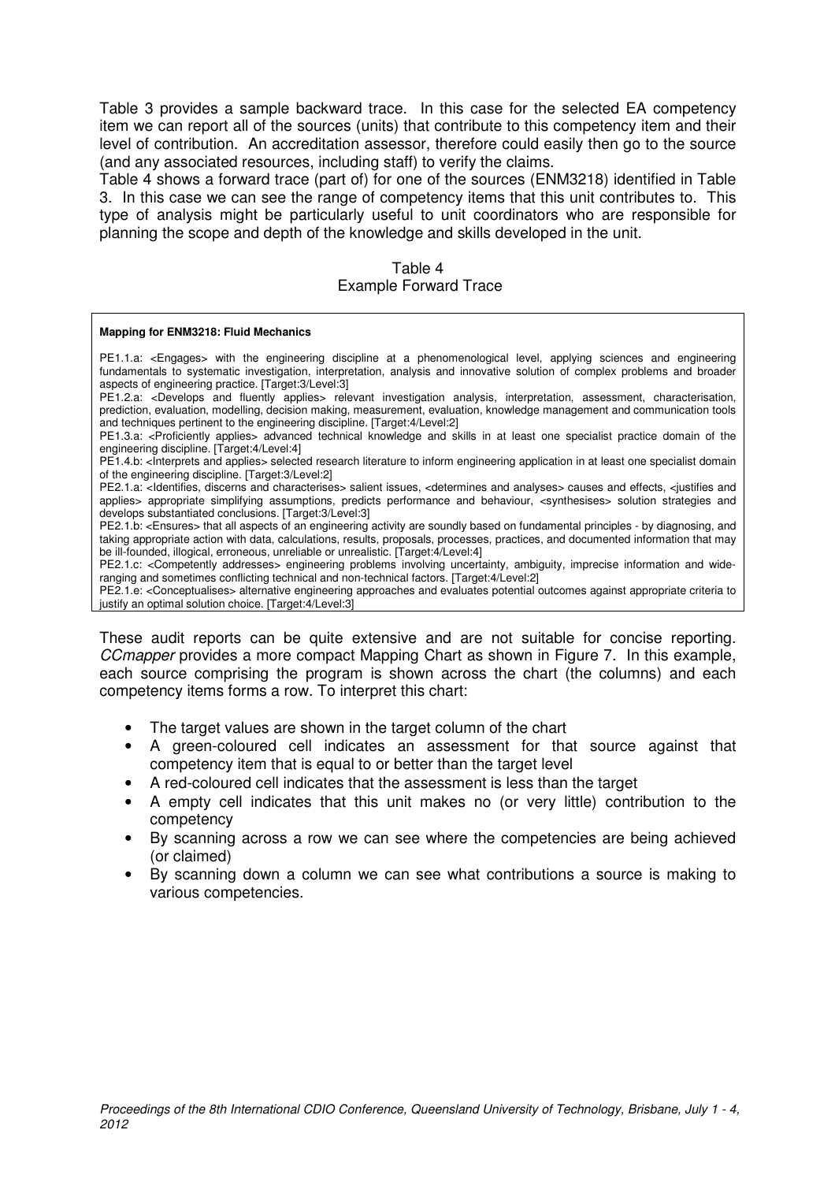Table 3 provides a sample backward trace. In this case for the selected EA competency item we can report all of the sources (units) that contribute to this competency item and their level of contribution. An accreditation assessor, therefore could easily then go to the source (and any associated resources, including staff) to verify the claims.

Table 4 shows a forward trace (part of) for one of the sources (ENM3218) identified in Table 3. In this case we can see the range of competency items that this unit contributes to. This type of analysis might be particularly useful to unit coordinators who are responsible for planning the scope and depth of the knowledge and skills developed in the unit.

Table 4
Example Forward Trace

**Mapping for ENM3218: Fluid Mechanics**

PE1.1.a: <Engages> with the engineering discipline at a phenomenological level, applying sciences and engineering fundamentals to systematic investigation, interpretation, analysis and innovative solution of complex problems and broader aspects of engineering practice. [Target:3/Level:3]

PE1.2.a: <Develops and fluently applies> relevant investigation analysis, interpretation, assessment, characterisation, prediction, evaluation, modelling, decision making, measurement, evaluation, knowledge management and communication tools and techniques pertinent to the engineering discipline. [Target:4/Level:2]

PE1.3.a: <Proficiently applies> advanced technical knowledge and skills in at least one specialist practice domain of the engineering discipline. [Target:4/Level:4]

PE1.4.b: <Interprets and applies> selected research literature to inform engineering application in at least one specialist domain of the engineering discipline. [Target:3/Level:2]

PE2.1.a: <Identifies, discerns and characterises> salient issues, <determines and analyses> causes and effects, <justifies and applies> appropriate simplifying assumptions, predicts performance and behaviour, <synthesises> solution strategies and develops substantiated conclusions. [Target:3/Level:3]

PE2.1.b: <Ensures> that all aspects of an engineering activity are soundly based on fundamental principles - by diagnosing, and taking appropriate action with data, calculations, results, proposals, processes, practices, and documented information that may be ill-founded, illogical, erroneous, unreliable or unrealistic. [Target:4/Level:4]

PE2.1.c: <Competently addresses> engineering problems involving uncertainty, ambiguity, imprecise information and wide-ranging and sometimes conflicting technical and non-technical factors. [Target:4/Level:2]

PE2.1.e: <Conceptualises> alternative engineering approaches and evaluates potential outcomes against appropriate criteria to justify an optimal solution choice. [Target:4/Level:3]

These audit reports can be quite extensive and are not suitable for concise reporting. *CCmapper* provides a more compact Mapping Chart as shown in Figure 7. In this example, each source comprising the program is shown across the chart (the columns) and each competency items forms a row. To interpret this chart:

- The target values are shown in the target column of the chart
- A green-coloured cell indicates an assessment for that source against that competency item that is equal to or better than the target level
- A red-coloured cell indicates that the assessment is less than the target
- A empty cell indicates that this unit makes no (or very little) contribution to the competency
- By scanning across a row we can see where the competencies are being achieved (or claimed)
- By scanning down a column we can see what contributions a source is making to various competencies.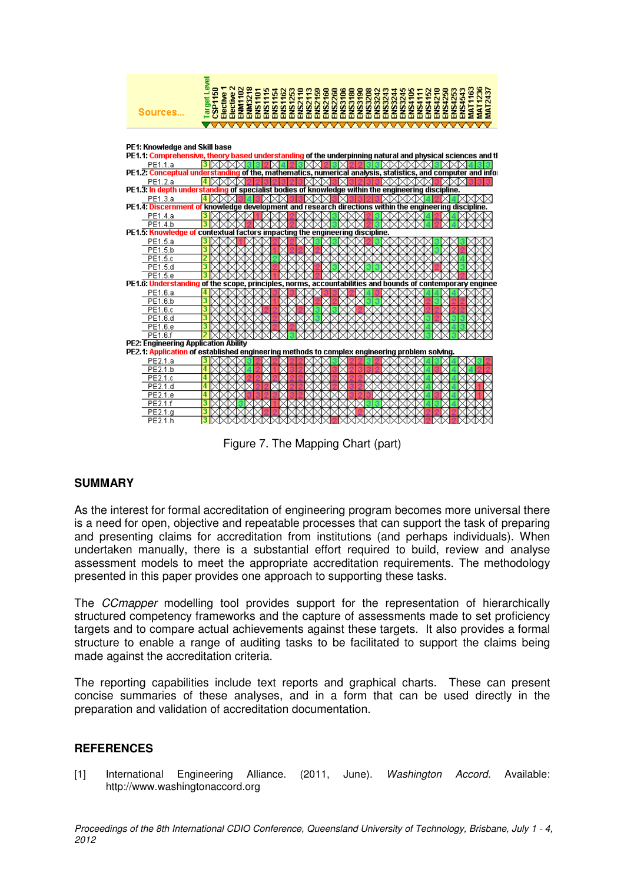Sources...

Target Level
CSP1150
Elective 1
Elective 2
ENM1102
ENM3218
ENS1101
ENS1115
ENS1154
ENS1162
ENS1253
ENS2110
ENS2113
ENS2159
ENS2160
ENS2260
ENS3106
ENS3180
ENS3190
ENS3208
ENS3242
ENS3243
ENS3244
ENS3245
ENS4105
ENS4111
ENS4152
ENS4210
ENS4250
ENS4253
ENS4543
MAT1163
MAT1236
MAT2437

PE1: Knowledge and Skill base

PE1.1: Comprehensive, theory based understanding of the underpinning natural and physical sciences and t

PE1.1.a

PE1.2: Conceptual understanding of the, mathematics, numerical analysis, statistics, and computer and info

PE1.2.a

PE1.3: In depth understanding of specialist bodies of knowledge within the engineering discipline.

PE1.3.a

PE1.4: Discernment of knowledge development and research directions within the engineering discipline.

PE1.4.a

PE1.4.b

PE1.5: Knowledge of contextual factors impacting the engineering discipline.

PE1.5.a

PE1.5.b

PE1.5.c

PE1.5.d

PE1.5.e

PE1.6: Understanding of the scope, principles, norms, accountabilities and bounds of contemporary enginee

PE1.6.a

PE1.6.b

PE1.6.c

PE1.6.d

PE1.6.e

PE1.6.f

PE2: Engineering Application Ability

PE2.1: Application of established engineering methods to complex engineering problem solving.

PE2.1.a

PE2.1.b

PE2.1.c

PE2.1.d

PE2.1.e

PE2.1.f

PE2.1.g

PE2.1.h

Figure 7. The Mapping Chart (part)

## SUMMARY

As the interest for formal accreditation of engineering program becomes more universal there is a need for open, objective and repeatable processes that can support the task of preparing and presenting claims for accreditation from institutions (and perhaps individuals). When undertaken manually, there is a substantial effort required to build, review and analyse assessment models to meet the appropriate accreditation requirements. The methodology presented in this paper provides one approach to supporting these tasks.

The *CCmapper* modelling tool provides support for the representation of hierarchically structured competency frameworks and the capture of assessments made to set proficiency targets and to compare actual achievements against these targets. It also provides a formal structure to enable a range of auditing tasks to be facilitated to support the claims being made against the accreditation criteria.

The reporting capabilities include text reports and graphical charts. These can present concise summaries of these analyses, and in a form that can be used directly in the preparation and validation of accreditation documentation.

## REFERENCES

[1] International Engineering Alliance. (2011, June). *Washington Accord*. Available: http://www.washingtonaccord.org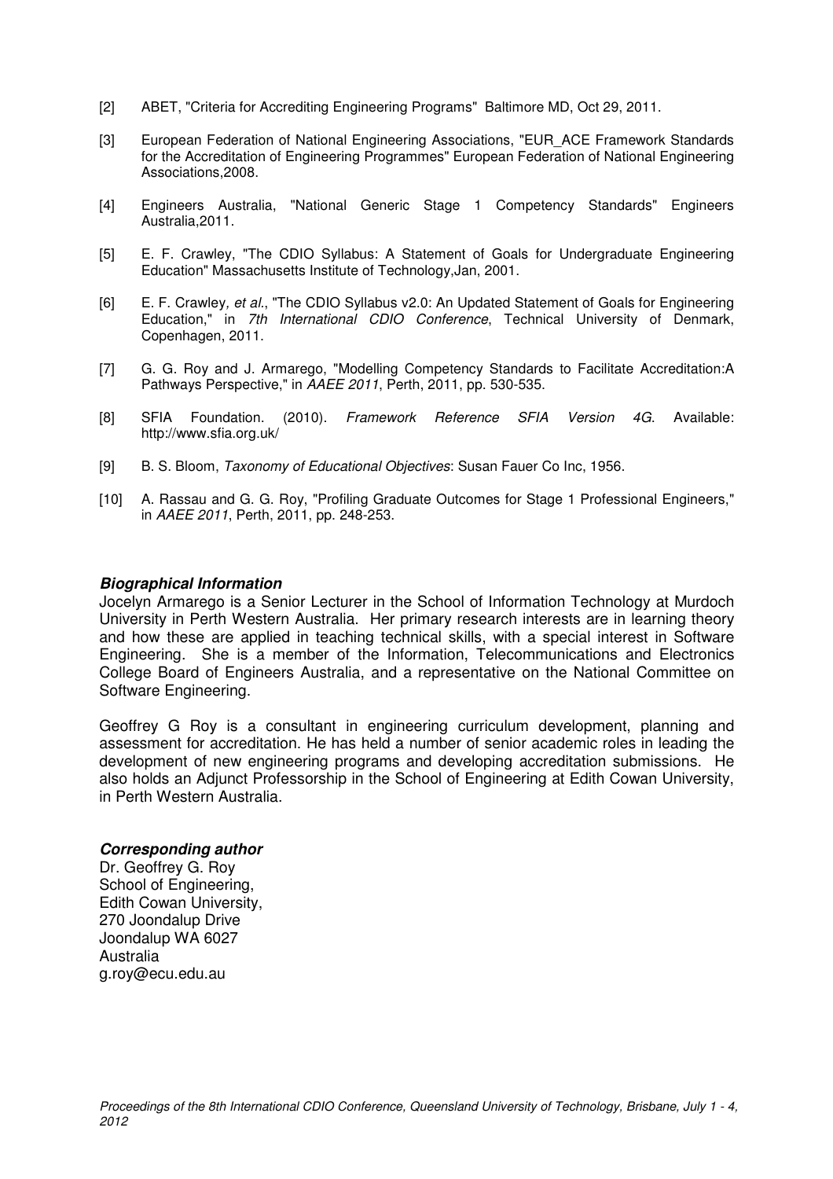[2] ABET, "Criteria for Accrediting Engineering Programs" Baltimore MD, Oct 29, 2011.

[3] European Federation of National Engineering Associations, "EUR_ACE Framework Standards for the Accreditation of Engineering Programmes" European Federation of National Engineering Associations,2008.

[4] Engineers Australia, "National Generic Stage 1 Competency Standards" Engineers Australia,2011.

[5] E. F. Crawley, "The CDIO Syllabus: A Statement of Goals for Undergraduate Engineering Education" Massachusetts Institute of Technology,Jan, 2001.

[6] E. F. Crawley*, et al.*, "The CDIO Syllabus v2.0: An Updated Statement of Goals for Engineering Education," in *7th International CDIO Conference*, Technical University of Denmark, Copenhagen, 2011.

[7] G. G. Roy and J. Armarego, "Modelling Competency Standards to Facilitate Accreditation:A Pathways Perspective," in *AAEE 2011*, Perth, 2011, pp. 530-535.

[8] SFIA Foundation. (2010). *Framework Reference SFIA Version 4G*. Available: http://www.sfia.org.uk/

[9] B. S. Bloom, *Taxonomy of Educational Objectives*: Susan Fauer Co Inc, 1956.

[10] A. Rassau and G. G. Roy, "Profiling Graduate Outcomes for Stage 1 Professional Engineers," in *AAEE 2011*, Perth, 2011, pp. 248-253.

***Biographical Information***

Jocelyn Armarego is a Senior Lecturer in the School of Information Technology at Murdoch University in Perth Western Australia. Her primary research interests are in learning theory and how these are applied in teaching technical skills, with a special interest in Software Engineering. She is a member of the Information, Telecommunications and Electronics College Board of Engineers Australia, and a representative on the National Committee on Software Engineering.

Geoffrey G Roy is a consultant in engineering curriculum development, planning and assessment for accreditation. He has held a number of senior academic roles in leading the development of new engineering programs and developing accreditation submissions. He also holds an Adjunct Professorship in the School of Engineering at Edith Cowan University, in Perth Western Australia.

***Corresponding author***

Dr. Geoffrey G. Roy
School of Engineering,
Edith Cowan University,
270 Joondalup Drive
Joondalup WA 6027
Australia
g.roy@ecu.edu.au